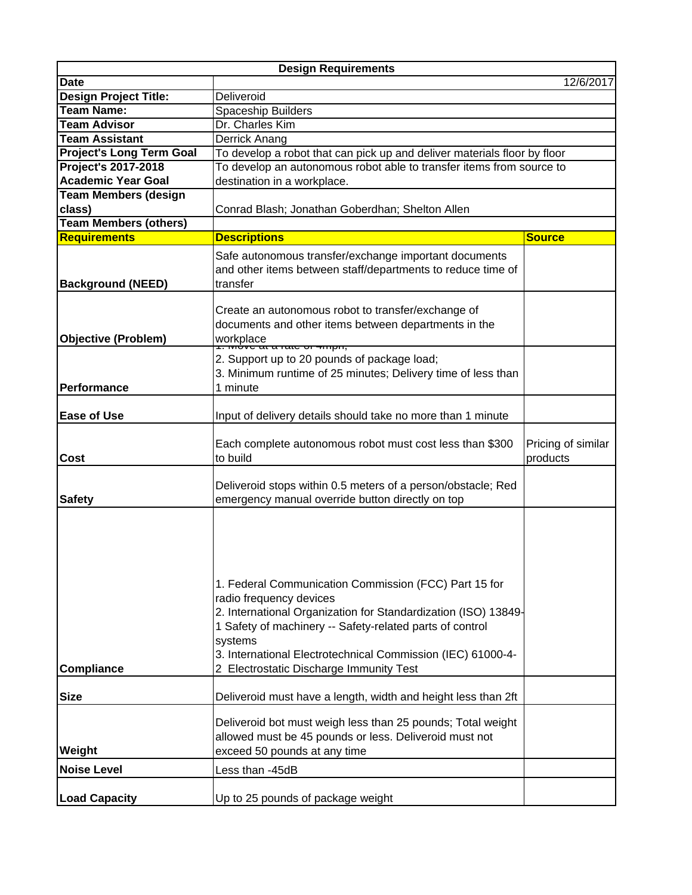| Design Requirements | | |
|---|---|---|
| **Date** | 12/6/2017 | |
| **Design Project Title:** | Deliveroid | |
| **Team Name:** | Spaceship Builders | |
| **Team Advisor** | Dr. Charles Kim | |
| **Team Assistant** | Derrick Anang | |
| **Project's Long Term Goal** | To develop a robot that can pick up and deliver materials floor by floor | |
| **Project's 2017-2018 Academic Year Goal** | To develop an autonomous robot able to transfer items from source to destination in a workplace. | |
| **Team Members (design class)** | Conrad Blash; Jonathan Goberdhan; Shelton Allen | |
| **Team Members (others)** | | |
| **Requirements** | **Descriptions** | **Source** |
| **Background (NEED)** | Safe autonomous transfer/exchange important documents and other items between staff/departments to reduce time of transfer | |
| **Objective (Problem)** | Create an autonomous robot to transfer/exchange of documents and other items between departments in the workplace | |
| **Performance** | 1. Move at a rate of 4mph; 2. Support up to 20 pounds of package load; 3. Minimum runtime of 25 minutes; Delivery time of less than 1 minute | |
| **Ease of Use** | Input of delivery details should take no more than 1 minute | |
| **Cost** | Each complete autonomous robot must cost less than $300 to build | Pricing of similar products |
| **Safety** | Deliveroid stops within 0.5 meters of a person/obstacle; Red emergency manual override button directly on top | |
| **Compliance** | 1. Federal Communication Commission (FCC) Part 15 for radio frequency devices 2. International Organization for Standardization (ISO) 13849-1 Safety of machinery -- Safety-related parts of control systems 3. International Electrotechnical Commission (IEC) 61000-4-2 Electrostatic Discharge Immunity Test | |
| **Size** | Deliveroid must have a length, width and height less than 2ft | |
| **Weight** | Deliveroid bot must weigh less than 25 pounds; Total weight allowed must be 45 pounds or less. Deliveroid must not exceed 50 pounds at any time | |
| **Noise Level** | Less than -45dB | |
| **Load Capacity** | Up to 25 pounds of package weight | |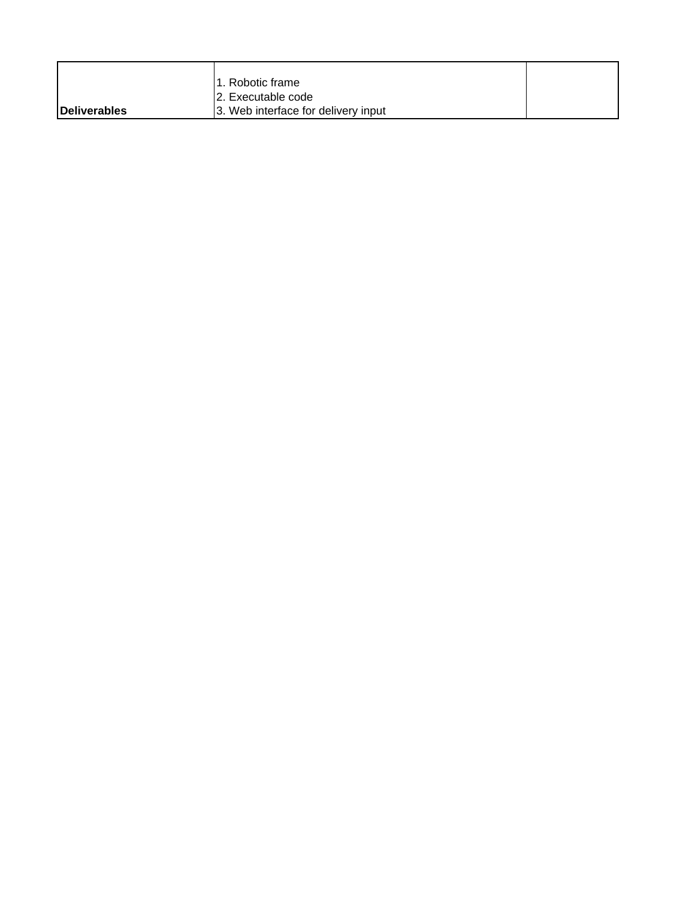| | | |
|---|---|---|
| **Deliverables** | 1. Robotic frame<br>2. Executable code<br>3. Web interface for delivery input | |